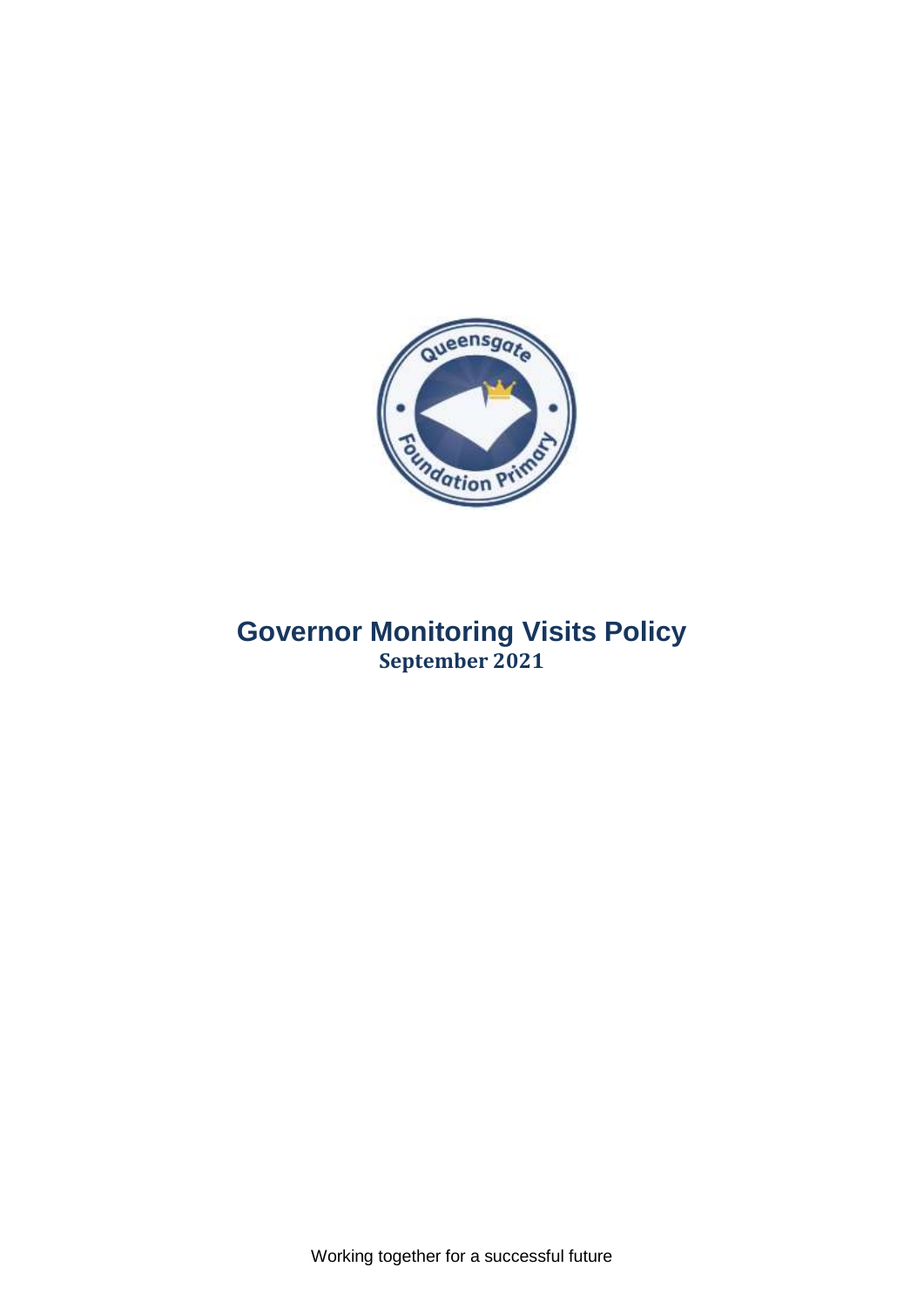# Governor Monitoring Visits Policy

**September 2021**

Working together for a successful future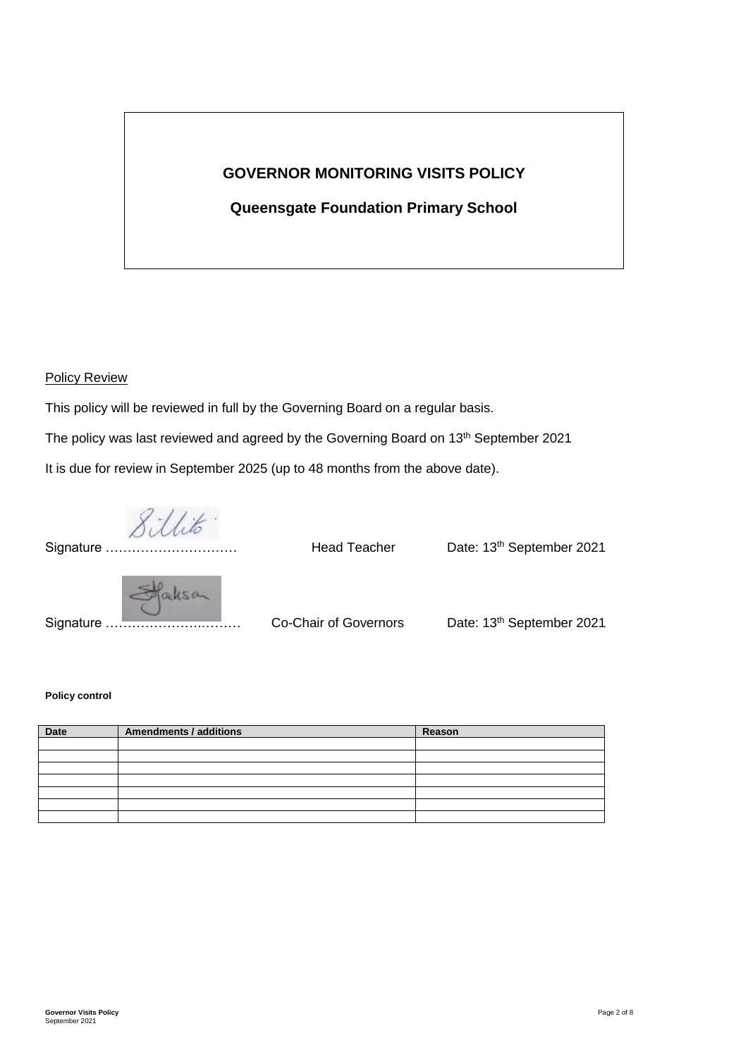# GOVERNOR MONITORING VISITS POLICY

## Queensgate Foundation Primary School

Policy Review

This policy will be reviewed in full by the Governing Board on a regular basis.

The policy was last reviewed and agreed by the Governing Board on 13th September 2021

It is due for review in September 2025 (up to 48 months from the above date).

Signature ………………………… Head Teacher Date: 13th September 2021

Signature ……………………..……… Co-Chair of Governors Date: 13th September 2021

**Policy control**

| Date | Amendments / additions | Reason |
|---|---|---|
| | | |
| | | |
| | | |
| | | |
| | | |
| | | |
| | | |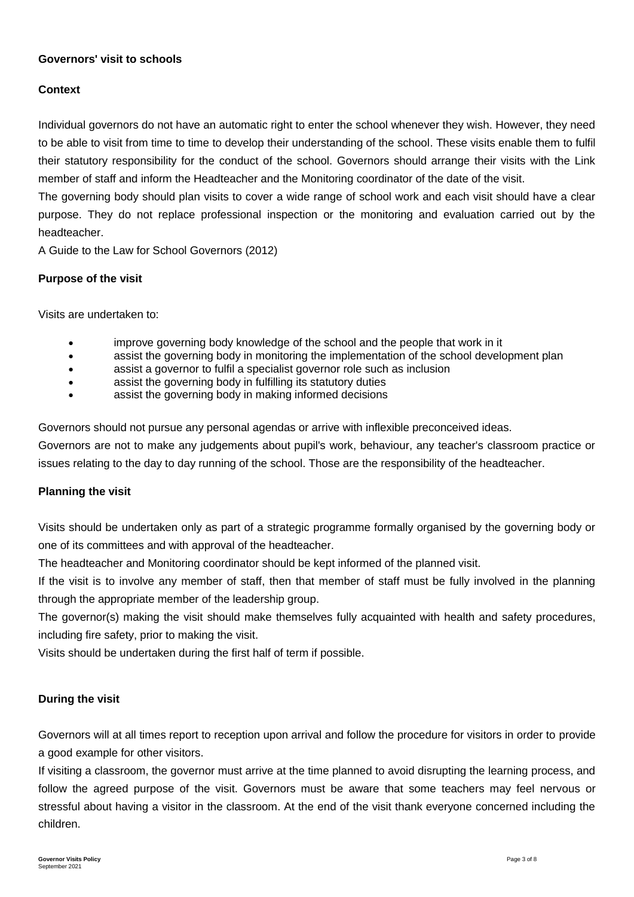**Governors' visit to schools**

**Context**

Individual governors do not have an automatic right to enter the school whenever they wish. However, they need to be able to visit from time to time to develop their understanding of the school. These visits enable them to fulfil their statutory responsibility for the conduct of the school. Governors should arrange their visits with the Link member of staff and inform the Headteacher and the Monitoring coordinator of the date of the visit.

The governing body should plan visits to cover a wide range of school work and each visit should have a clear purpose. They do not replace professional inspection or the monitoring and evaluation carried out by the headteacher.

A Guide to the Law for School Governors (2012)

**Purpose of the visit**

Visits are undertaken to:

- improve governing body knowledge of the school and the people that work in it
- assist the governing body in monitoring the implementation of the school development plan
- assist a governor to fulfil a specialist governor role such as inclusion
- assist the governing body in fulfilling its statutory duties
- assist the governing body in making informed decisions

Governors should not pursue any personal agendas or arrive with inflexible preconceived ideas.

Governors are not to make any judgements about pupil's work, behaviour, any teacher's classroom practice or issues relating to the day to day running of the school. Those are the responsibility of the headteacher.

**Planning the visit**

Visits should be undertaken only as part of a strategic programme formally organised by the governing body or one of its committees and with approval of the headteacher.

The headteacher and Monitoring coordinator should be kept informed of the planned visit.

If the visit is to involve any member of staff, then that member of staff must be fully involved in the planning through the appropriate member of the leadership group.

The governor(s) making the visit should make themselves fully acquainted with health and safety procedures, including fire safety, prior to making the visit.

Visits should be undertaken during the first half of term if possible.

**During the visit**

Governors will at all times report to reception upon arrival and follow the procedure for visitors in order to provide a good example for other visitors.

If visiting a classroom, the governor must arrive at the time planned to avoid disrupting the learning process, and follow the agreed purpose of the visit. Governors must be aware that some teachers may feel nervous or stressful about having a visitor in the classroom. At the end of the visit thank everyone concerned including the children.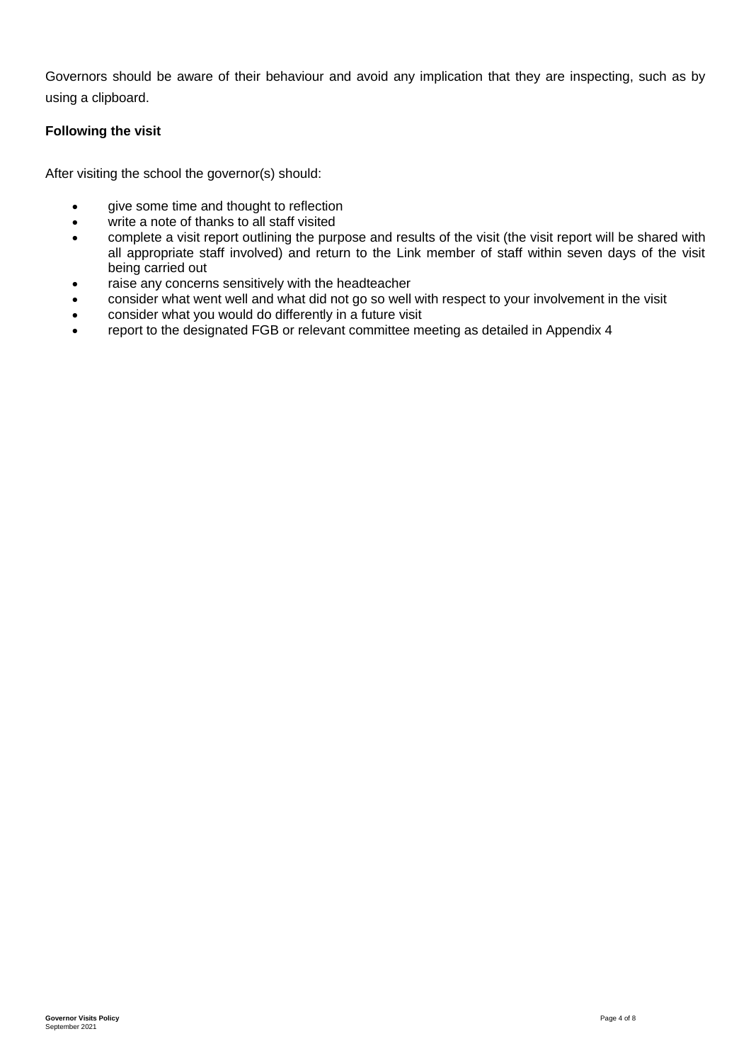Governors should be aware of their behaviour and avoid any implication that they are inspecting, such as by using a clipboard.

**Following the visit**

After visiting the school the governor(s) should:

- give some time and thought to reflection
- write a note of thanks to all staff visited
- complete a visit report outlining the purpose and results of the visit (the visit report will be shared with all appropriate staff involved) and return to the Link member of staff within seven days of the visit being carried out
- raise any concerns sensitively with the headteacher
- consider what went well and what did not go so well with respect to your involvement in the visit
- consider what you would do differently in a future visit
- report to the designated FGB or relevant committee meeting as detailed in Appendix 4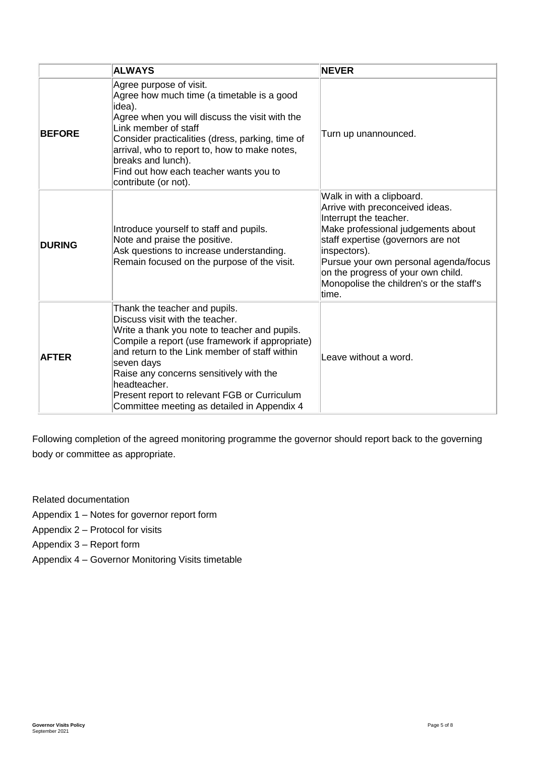| | **ALWAYS** | **NEVER** |
|---|---|---|
| **BEFORE** | Agree purpose of visit.<br>Agree how much time (a timetable is a good idea).<br>Agree when you will discuss the visit with the Link member of staff<br>Consider practicalities (dress, parking, time of arrival, who to report to, how to make notes, breaks and lunch).<br>Find out how each teacher wants you to contribute (or not). | Turn up unannounced. |
| **DURING** | Introduce yourself to staff and pupils.<br>Note and praise the positive.<br>Ask questions to increase understanding.<br>Remain focused on the purpose of the visit. | Walk in with a clipboard.<br>Arrive with preconceived ideas.<br>Interrupt the teacher.<br>Make professional judgements about staff expertise (governors are not inspectors).<br>Pursue your own personal agenda/focus on the progress of your own child.<br>Monopolise the children's or the staff's time. |
| **AFTER** | Thank the teacher and pupils.<br>Discuss visit with the teacher.<br>Write a thank you note to teacher and pupils.<br>Compile a report (use framework if appropriate) and return to the Link member of staff within seven days<br>Raise any concerns sensitively with the headteacher.<br>Present report to relevant FGB or Curriculum Committee meeting as detailed in Appendix 4 | Leave without a word. |

Following completion of the agreed monitoring programme the governor should report back to the governing body or committee as appropriate.

Related documentation

Appendix 1 – Notes for governor report form

Appendix 2 – Protocol for visits

Appendix 3 – Report form

Appendix 4 – Governor Monitoring Visits timetable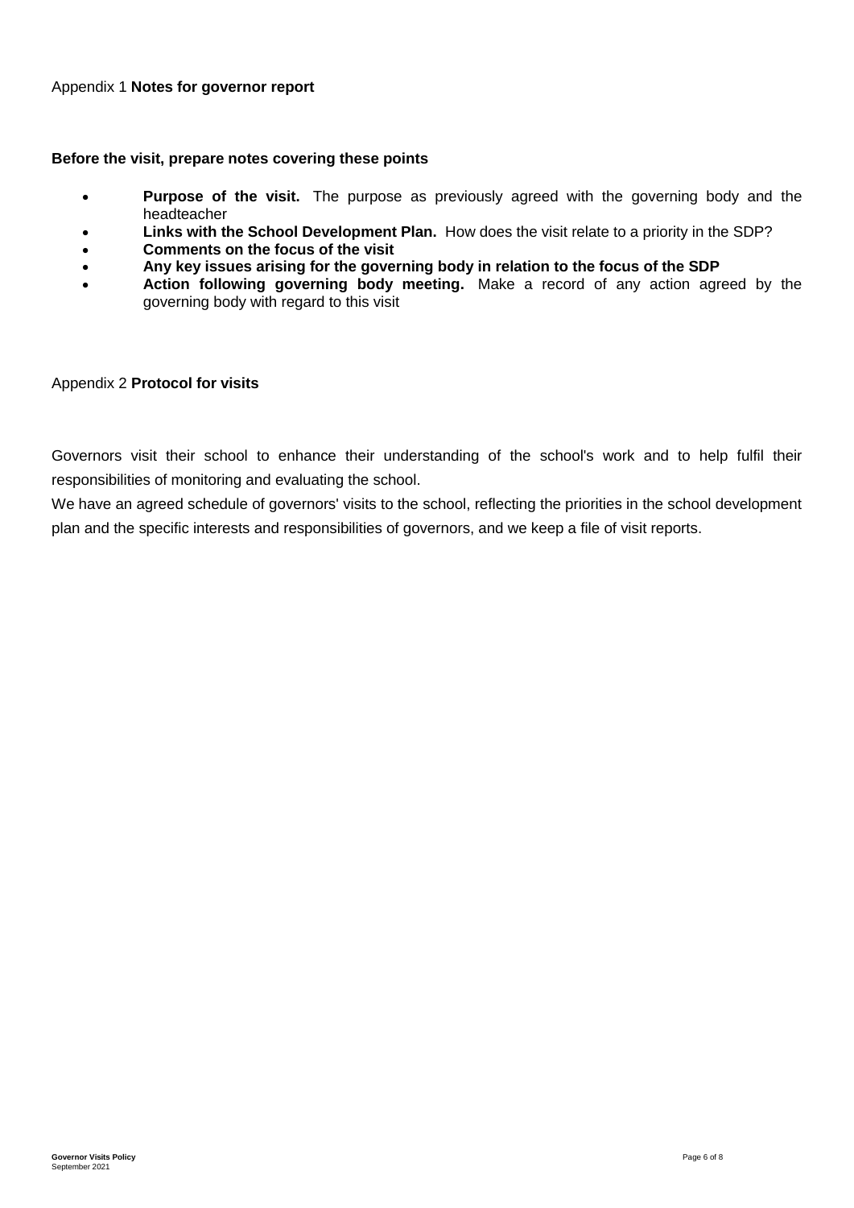## Appendix 1 **Notes for governor report**

**Before the visit, prepare notes covering these points**

- **Purpose of the visit.** The purpose as previously agreed with the governing body and the headteacher
- **Links with the School Development Plan.** How does the visit relate to a priority in the SDP?
- **Comments on the focus of the visit**
- **Any key issues arising for the governing body in relation to the focus of the SDP**
- **Action following governing body meeting.** Make a record of any action agreed by the governing body with regard to this visit

## Appendix 2 **Protocol for visits**

Governors visit their school to enhance their understanding of the school's work and to help fulfil their responsibilities of monitoring and evaluating the school.

We have an agreed schedule of governors' visits to the school, reflecting the priorities in the school development plan and the specific interests and responsibilities of governors, and we keep a file of visit reports.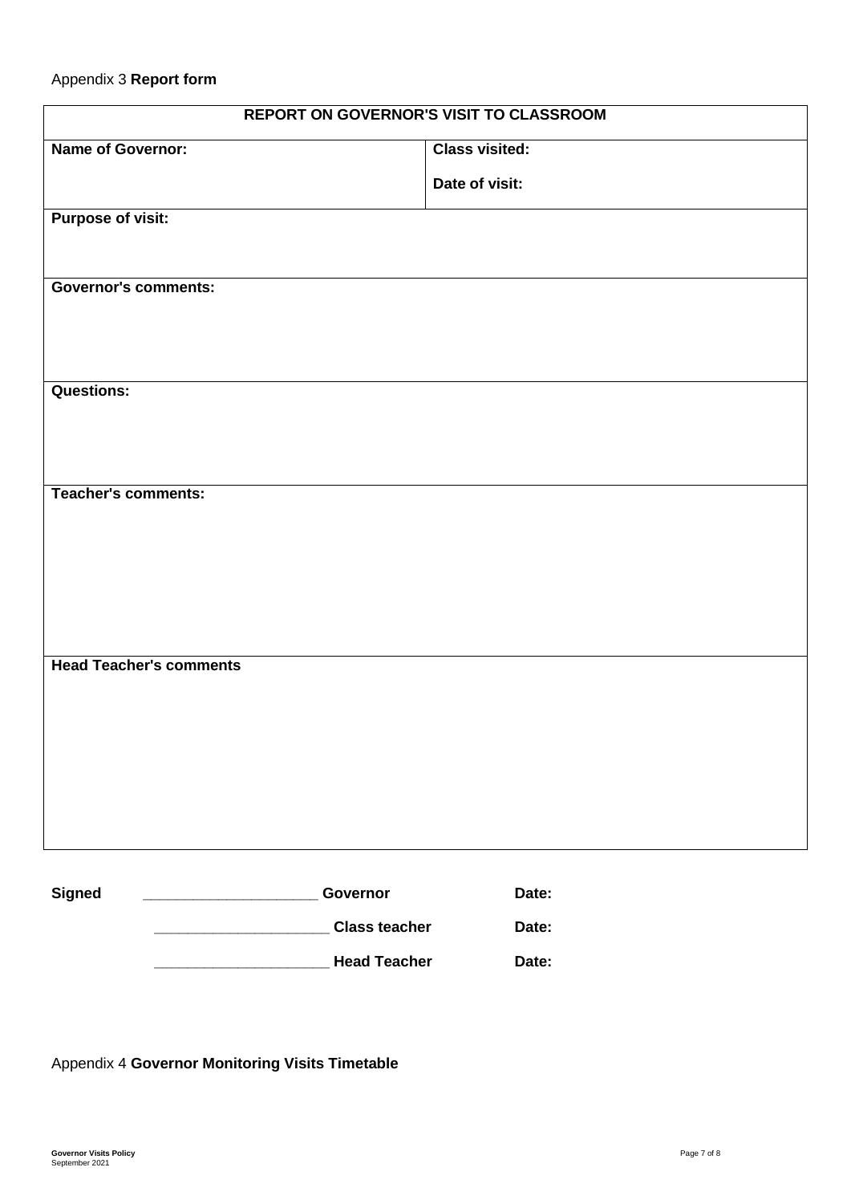Appendix 3 **Report form**

| REPORT ON GOVERNOR'S VISIT TO CLASSROOM | |
|---|---|
| **Name of Governor:** | **Class visited:**<br><br>**Date of visit:** |
| **Purpose of visit:** | |
| **Governor's comments:** | |
| **Questions:** | |
| **Teacher's comments:** | |
| **Head Teacher's comments** | |

**Signed** ____________________ **Governor** **Date:**

____________________ **Class teacher** **Date:**

____________________ **Head Teacher** **Date:**

Appendix 4 **Governor Monitoring Visits Timetable**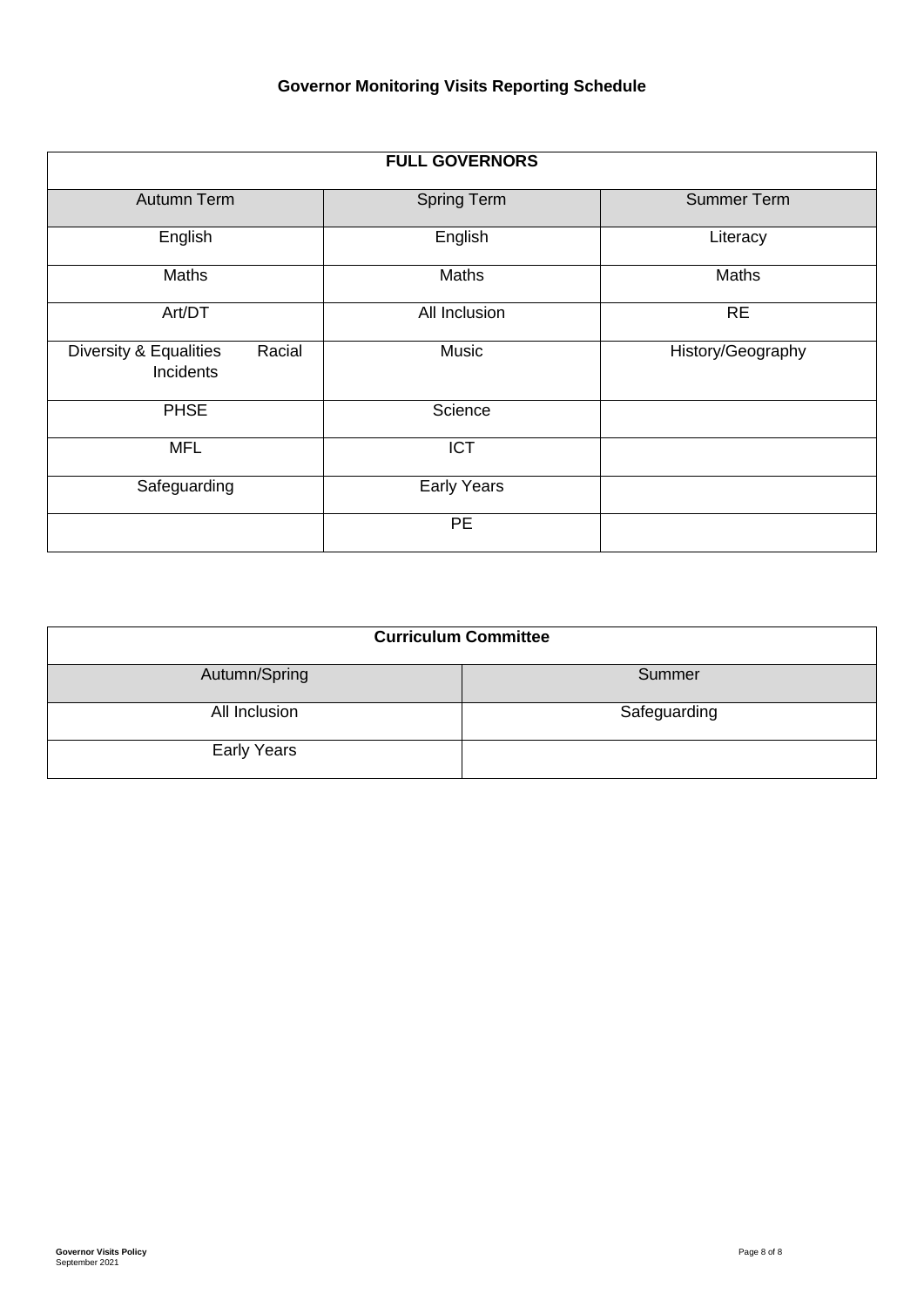## Governor Monitoring Visits Reporting Schedule

| FULL GOVERNORS | | |
|---|---|---|
| Autumn Term | Spring Term | Summer Term |
| English | English | Literacy |
| Maths | Maths | Maths |
| Art/DT | All Inclusion | RE |
| Diversity & Equalities Racial Incidents | Music | History/Geography |
| PHSE | Science | |
| MFL | ICT | |
| Safeguarding | Early Years | |
| | PE | |

| Curriculum Committee | |
|---|---|
| Autumn/Spring | Summer |
| All Inclusion | Safeguarding |
| Early Years | |